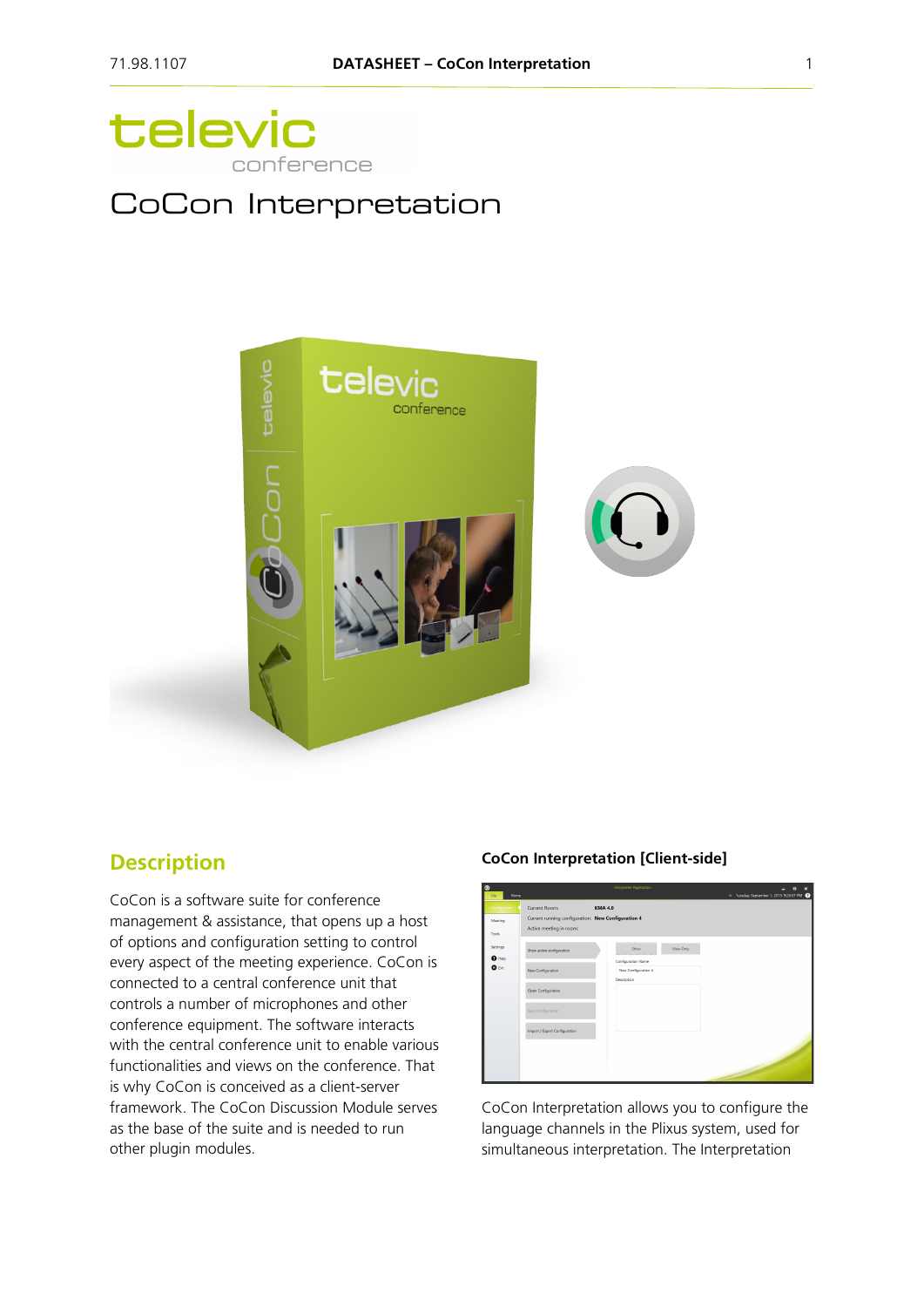televic
conference

# CoCon Interpretation

## Description

CoCon is a software suite for conference management & assistance, that opens up a host of options and configuration setting to control every aspect of the meeting experience. CoCon is connected to a central conference unit that controls a number of microphones and other conference equipment. The software interacts with the central conference unit to enable various functionalities and views on the conference. That is why CoCon is conceived as a client-server framework. The CoCon Discussion Module serves as the base of the suite and is needed to run other plugin modules.

**CoCon Interpretation [Client-side]**

CoCon Interpretation allows you to configure the language channels in the Plixus system, used for simultaneous interpretation. The Interpretation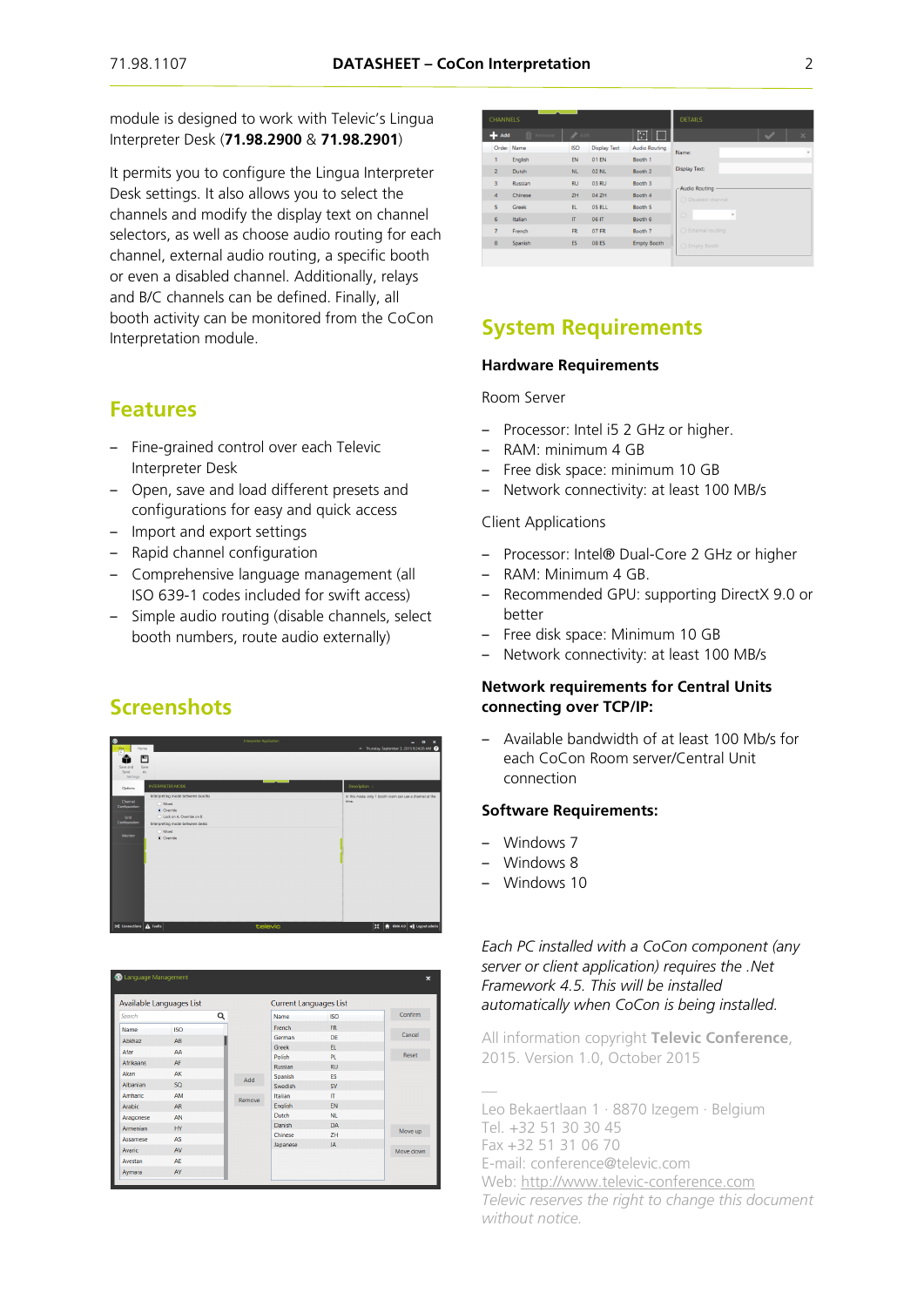module is designed to work with Televic's Lingua Interpreter Desk (**71.98.2900** & **71.98.2901**)

It permits you to configure the Lingua Interpreter Desk settings. It also allows you to select the channels and modify the display text on channel selectors, as well as choose audio routing for each channel, external audio routing, a specific booth or even a disabled channel. Additionally, relays and B/C channels can be defined. Finally, all booth activity can be monitored from the CoCon Interpretation module.

## Features

- Fine-grained control over each Televic Interpreter Desk
- Open, save and load different presets and configurations for easy and quick access
- Import and export settings
- Rapid channel configuration
- Comprehensive language management (all ISO 639-1 codes included for swift access)
- Simple audio routing (disable channels, select booth numbers, route audio externally)

## Screenshots

## System Requirements

### Hardware Requirements

Room Server

- Processor: Intel i5 2 GHz or higher.
- RAM: minimum 4 GB
- Free disk space: minimum 10 GB
- Network connectivity: at least 100 MB/s

Client Applications

- Processor: Intel® Dual-Core 2 GHz or higher
- RAM: Minimum 4 GB.
- Recommended GPU: supporting DirectX 9.0 or better
- Free disk space: Minimum 10 GB
- Network connectivity: at least 100 MB/s

### Network requirements for Central Units connecting over TCP/IP:

- Available bandwidth of at least 100 Mb/s for each CoCon Room server/Central Unit connection

### Software Requirements:

- Windows 7
- Windows 8
- Windows 10

*Each PC installed with a CoCon component (any server or client application) requires the .Net Framework 4.5. This will be installed automatically when CoCon is being installed.*

All information copyright **Televic Conference**, 2015. Version 1.0, October 2015

—

Leo Bekaertlaan 1 · 8870 Izegem · Belgium
Tel. +32 51 30 30 45
Fax +32 51 31 06 70
E-mail: conference@televic.com
Web: http://www.televic-conference.com
*Televic reserves the right to change this document without notice.*